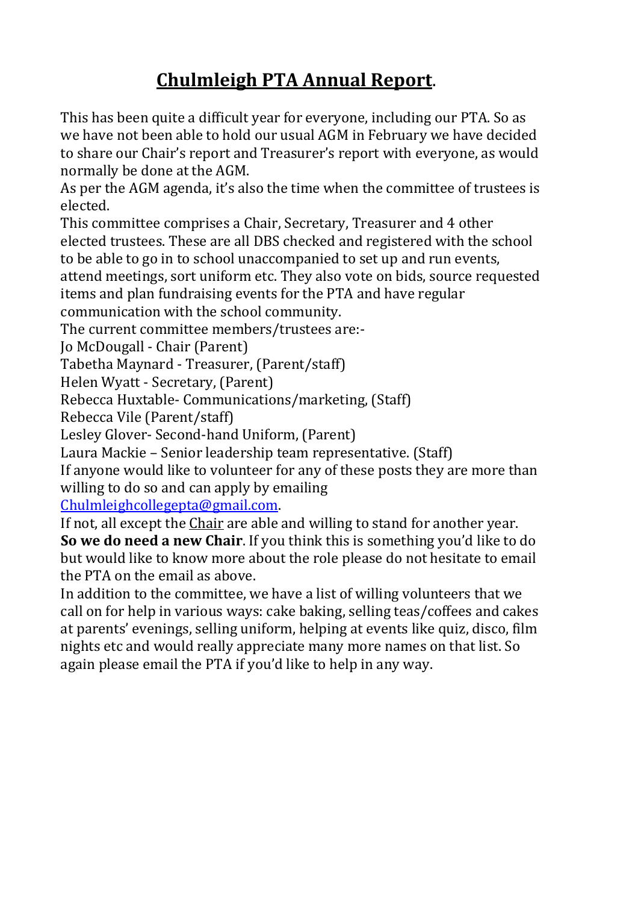# **Chulmleigh PTA Annual Report.**

This has been quite a difficult year for everyone, including our PTA. So as we have not been able to hold our usual AGM in February we have decided to share our Chair's report and Treasurer's report with everyone, as would normally be done at the AGM.

As per the AGM agenda, it's also the time when the committee of trustees is elected.

This committee comprises a Chair, Secretary, Treasurer and 4 other elected trustees. These are all DBS checked and registered with the school to be able to go in to school unaccompanied to set up and run events, attend meetings, sort uniform etc. They also vote on bids, source requested items and plan fundraising events for the PTA and have regular communication with the school community.

The current committee members/trustees are:-

Jo McDougall - Chair (Parent)
Tabetha Maynard - Treasurer, (Parent/staff)
Helen Wyatt - Secretary, (Parent)
Rebecca Huxtable- Communications/marketing, (Staff)
Rebecca Vile (Parent/staff)
Lesley Glover- Second-hand Uniform, (Parent)
Laura Mackie – Senior leadership team representative. (Staff)

If anyone would like to volunteer for any of these posts they are more than willing to do so and can apply by emailing Chulmleighcollegepta@gmail.com.

If not, all except the Chair are able and willing to stand for another year. **So we do need a new Chair**. If you think this is something you'd like to do but would like to know more about the role please do not hesitate to email the PTA on the email as above.

In addition to the committee, we have a list of willing volunteers that we call on for help in various ways: cake baking, selling teas/coffees and cakes at parents' evenings, selling uniform, helping at events like quiz, disco, film nights etc and would really appreciate many more names on that list. So again please email the PTA if you'd like to help in any way.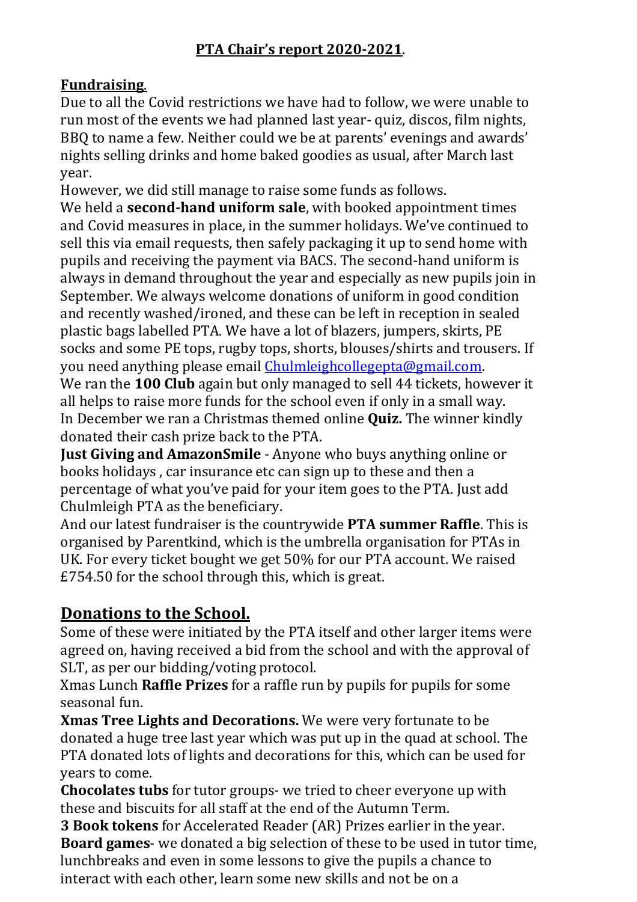## PTA Chair's report 2020-2021.

### Fundraising.

Due to all the Covid restrictions we have had to follow, we were unable to run most of the events we had planned last year- quiz, discos, film nights, BBQ to name a few. Neither could we be at parents' evenings and awards' nights selling drinks and home baked goodies as usual, after March last year.

However, we did still manage to raise some funds as follows.

We held a **second-hand uniform sale**, with booked appointment times and Covid measures in place, in the summer holidays. We've continued to sell this via email requests, then safely packaging it up to send home with pupils and receiving the payment via BACS. The second-hand uniform is always in demand throughout the year and especially as new pupils join in September. We always welcome donations of uniform in good condition and recently washed/ironed, and these can be left in reception in sealed plastic bags labelled PTA. We have a lot of blazers, jumpers, skirts, PE socks and some PE tops, rugby tops, shorts, blouses/shirts and trousers. If you need anything please email Chulmleighcollegepta@gmail.com.

We ran the **100 Club** again but only managed to sell 44 tickets, however it all helps to raise more funds for the school even if only in a small way.

In December we ran a Christmas themed online **Quiz.** The winner kindly donated their cash prize back to the PTA.

**Just Giving and AmazonSmile** - Anyone who buys anything online or books holidays , car insurance etc can sign up to these and then a percentage of what you've paid for your item goes to the PTA. Just add Chulmleigh PTA as the beneficiary.

And our latest fundraiser is the countrywide **PTA summer Raffle**. This is organised by Parentkind, which is the umbrella organisation for PTAs in UK. For every ticket bought we get 50% for our PTA account. We raised £754.50 for the school through this, which is great.

### Donations to the School.

Some of these were initiated by the PTA itself and other larger items were agreed on, having received a bid from the school and with the approval of SLT, as per our bidding/voting protocol.

Xmas Lunch **Raffle Prizes** for a raffle run by pupils for pupils for some seasonal fun.

**Xmas Tree Lights and Decorations.** We were very fortunate to be donated a huge tree last year which was put up in the quad at school. The PTA donated lots of lights and decorations for this, which can be used for years to come.

**Chocolates tubs** for tutor groups- we tried to cheer everyone up with these and biscuits for all staff at the end of the Autumn Term.

**3 Book tokens** for Accelerated Reader (AR) Prizes earlier in the year.

**Board games**- we donated a big selection of these to be used in tutor time, lunchbreaks and even in some lessons to give the pupils a chance to interact with each other, learn some new skills and not be on a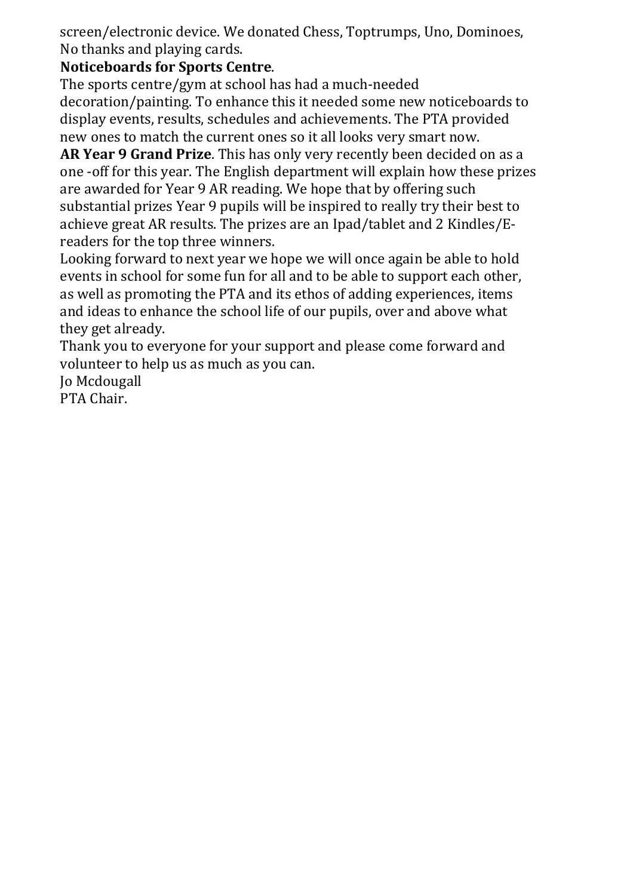screen/electronic device. We donated Chess, Toptrumps, Uno, Dominoes, No thanks and playing cards.

**Noticeboards for Sports Centre**.
The sports centre/gym at school has had a much-needed decoration/painting. To enhance this it needed some new noticeboards to display events, results, schedules and achievements. The PTA provided new ones to match the current ones so it all looks very smart now.

**AR Year 9 Grand Prize**. This has only very recently been decided on as a one -off for this year. The English department will explain how these prizes are awarded for Year 9 AR reading. We hope that by offering such substantial prizes Year 9 pupils will be inspired to really try their best to achieve great AR results. The prizes are an Ipad/tablet and 2 Kindles/E-readers for the top three winners.

Looking forward to next year we hope we will once again be able to hold events in school for some fun for all and to be able to support each other, as well as promoting the PTA and its ethos of adding experiences, items and ideas to enhance the school life of our pupils, over and above what they get already.

Thank you to everyone for your support and please come forward and volunteer to help us as much as you can.

Jo Mcdougall
PTA Chair.